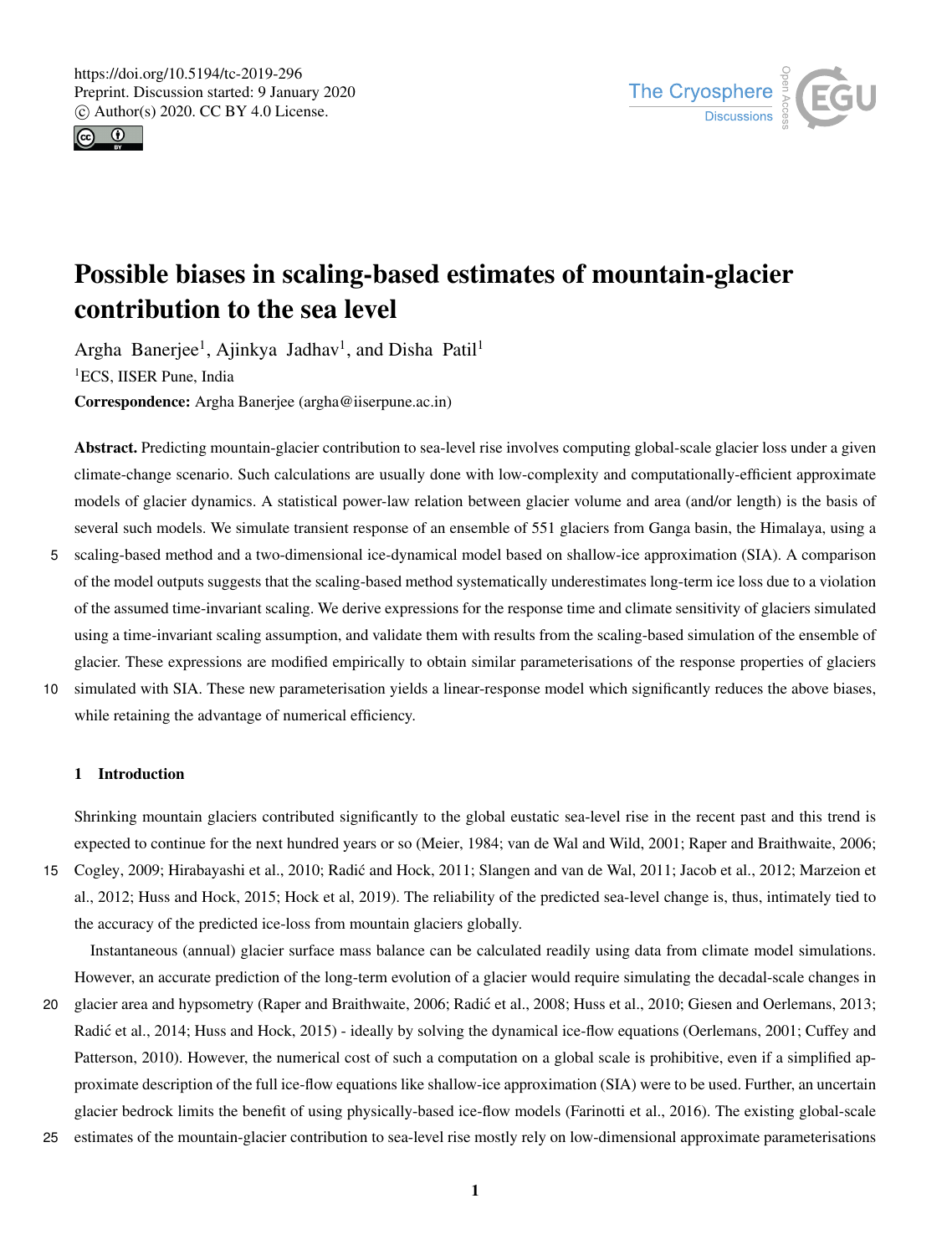# Possible biases in scaling-based estimates of mountain-glacier contribution to the sea level

Argha Banerjee[1], Ajinkya Jadhav[1], and Disha Patil[1]

[1]ECS, IISER Pune, India

**Correspondence:** Argha Banerjee (argha@iiserpune.ac.in)

**Abstract.** Predicting mountain-glacier contribution to sea-level rise involves computing global-scale glacier loss under a given climate-change scenario. Such calculations are usually done with low-complexity and computationally-efficient approximate models of glacier dynamics. A statistical power-law relation between glacier volume and area (and/or length) is the basis of several such models. We simulate transient response of an ensemble of 551 glaciers from Ganga basin, the Himalaya, using a scaling-based method and a two-dimensional ice-dynamical model based on shallow-ice approximation (SIA). A comparison of the model outputs suggests that the scaling-based method systematically underestimates long-term ice loss due to a violation of the assumed time-invariant scaling. We derive expressions for the response time and climate sensitivity of glaciers simulated using a time-invariant scaling assumption, and validate them with results from the scaling-based simulation of the ensemble of glacier. These expressions are modified empirically to obtain similar parameterisations of the response properties of glaciers simulated with SIA. These new parameterisation yields a linear-response model which significantly reduces the above biases, while retaining the advantage of numerical efficiency.

## 1 Introduction

Shrinking mountain glaciers contributed significantly to the global eustatic sea-level rise in the recent past and this trend is expected to continue for the next hundred years or so (Meier, 1984; van de Wal and Wild, 2001; Raper and Braithwaite, 2006; Cogley, 2009; Hirabayashi et al., 2010; Radić and Hock, 2011; Slangen and van de Wal, 2011; Jacob et al., 2012; Marzeion et al., 2012; Huss and Hock, 2015; Hock et al, 2019). The reliability of the predicted sea-level change is, thus, intimately tied to the accuracy of the predicted ice-loss from mountain glaciers globally.

Instantaneous (annual) glacier surface mass balance can be calculated readily using data from climate model simulations. However, an accurate prediction of the long-term evolution of a glacier would require simulating the decadal-scale changes in glacier area and hypsometry (Raper and Braithwaite, 2006; Radić et al., 2008; Huss et al., 2010; Giesen and Oerlemans, 2013; Radić et al., 2014; Huss and Hock, 2015) - ideally by solving the dynamical ice-flow equations (Oerlemans, 2001; Cuffey and Patterson, 2010). However, the numerical cost of such a computation on a global scale is prohibitive, even if a simplified approximate description of the full ice-flow equations like shallow-ice approximation (SIA) were to be used. Further, an uncertain glacier bedrock limits the benefit of using physically-based ice-flow models (Farinotti et al., 2016). The existing global-scale estimates of the mountain-glacier contribution to sea-level rise mostly rely on low-dimensional approximate parameterisations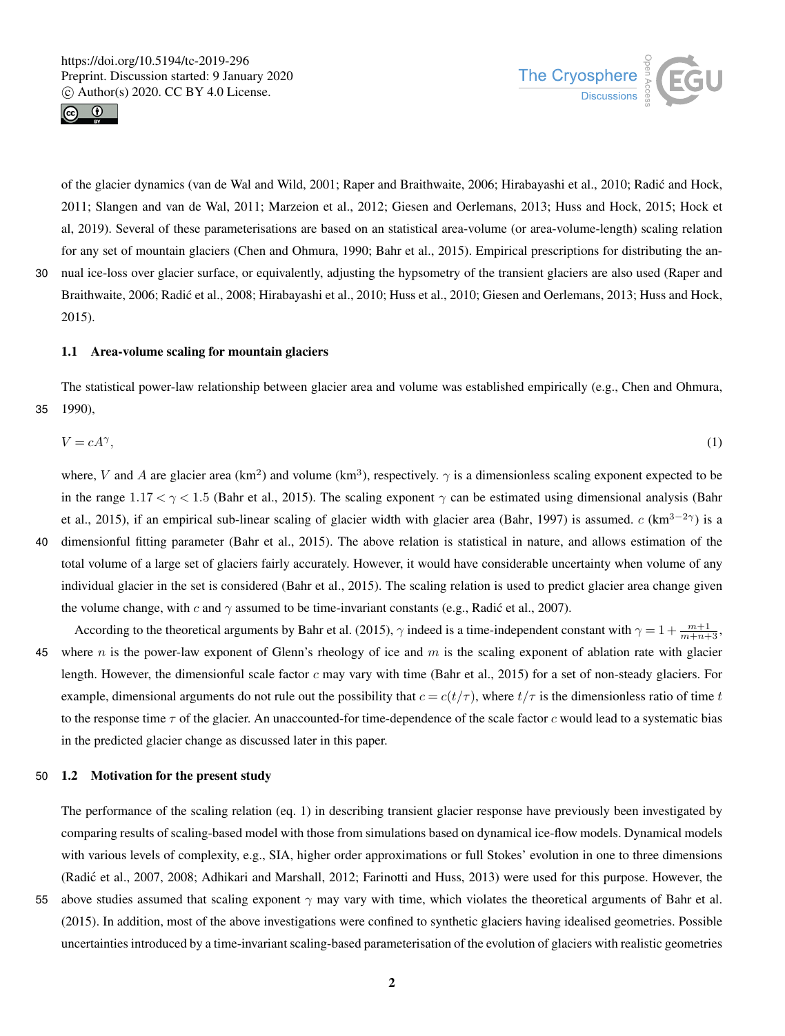of the glacier dynamics (van de Wal and Wild, 2001; Raper and Braithwaite, 2006; Hirabayashi et al., 2010; Radić and Hock, 2011; Slangen and van de Wal, 2011; Marzeion et al., 2012; Giesen and Oerlemans, 2013; Huss and Hock, 2015; Hock et al, 2019). Several of these parameterisations are based on an statistical area-volume (or area-volume-length) scaling relation for any set of mountain glaciers (Chen and Ohmura, 1990; Bahr et al., 2015). Empirical prescriptions for distributing the annual ice-loss over glacier surface, or equivalently, adjusting the hypsometry of the transient glaciers are also used (Raper and Braithwaite, 2006; Radić et al., 2008; Hirabayashi et al., 2010; Huss et al., 2010; Giesen and Oerlemans, 2013; Huss and Hock, 2015).

### 1.1 Area-volume scaling for mountain glaciers

The statistical power-law relationship between glacier area and volume was established empirically (e.g., Chen and Ohmura, 1990),

$$V = cA^{\gamma}, \tag{1}$$

where, $V$ and $A$ are glacier area (km$^2$) and volume (km$^3$), respectively. $\gamma$ is a dimensionless scaling exponent expected to be in the range $1.17 < \gamma < 1.5$ (Bahr et al., 2015). The scaling exponent $\gamma$ can be estimated using dimensional analysis (Bahr et al., 2015), if an empirical sub-linear scaling of glacier width with glacier area (Bahr, 1997) is assumed. $c$ (km$^{3-2\gamma}$) is a dimensionful fitting parameter (Bahr et al., 2015). The above relation is statistical in nature, and allows estimation of the total volume of a large set of glaciers fairly accurately. However, it would have considerable uncertainty when volume of any individual glacier in the set is considered (Bahr et al., 2015). The scaling relation is used to predict glacier area change given the volume change, with $c$ and $\gamma$ assumed to be time-invariant constants (e.g., Radić et al., 2007).

According to the theoretical arguments by Bahr et al. (2015), $\gamma$ indeed is a time-independent constant with $\gamma = 1 + \frac{m+1}{m+n+3}$, where $n$ is the power-law exponent of Glenn's rheology of ice and $m$ is the scaling exponent of ablation rate with glacier length. However, the dimensionful scale factor $c$ may vary with time (Bahr et al., 2015) for a set of non-steady glaciers. For example, dimensional arguments do not rule out the possibility that $c = c(t/\tau)$, where $t/\tau$ is the dimensionless ratio of time $t$ to the response time $\tau$ of the glacier. An unaccounted-for time-dependence of the scale factor $c$ would lead to a systematic bias in the predicted glacier change as discussed later in this paper.

### 1.2 Motivation for the present study

The performance of the scaling relation (eq. 1) in describing transient glacier response have previously been investigated by comparing results of scaling-based model with those from simulations based on dynamical ice-flow models. Dynamical models with various levels of complexity, e.g., SIA, higher order approximations or full Stokes' evolution in one to three dimensions (Radić et al., 2007, 2008; Adhikari and Marshall, 2012; Farinotti and Huss, 2013) were used for this purpose. However, the above studies assumed that scaling exponent $\gamma$ may vary with time, which violates the theoretical arguments of Bahr et al. (2015). In addition, most of the above investigations were confined to synthetic glaciers having idealised geometries. Possible uncertainties introduced by a time-invariant scaling-based parameterisation of the evolution of glaciers with realistic geometries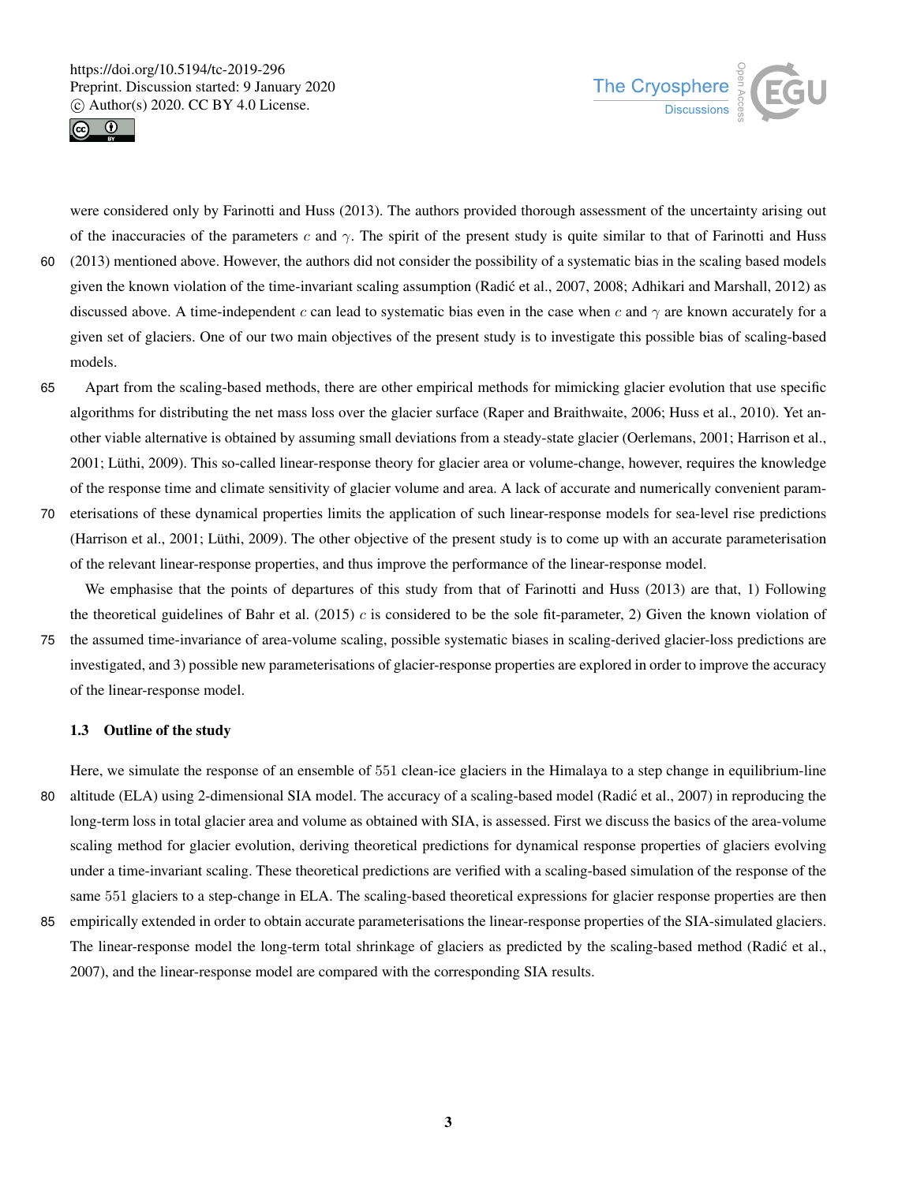were considered only by Farinotti and Huss (2013). The authors provided thorough assessment of the uncertainty arising out of the inaccuracies of the parameters $c$ and $\gamma$. The spirit of the present study is quite similar to that of Farinotti and Huss (2013) mentioned above. However, the authors did not consider the possibility of a systematic bias in the scaling based models given the known violation of the time-invariant scaling assumption (Radić et al., 2007, 2008; Adhikari and Marshall, 2012) as discussed above. A time-independent $c$ can lead to systematic bias even in the case when $c$ and $\gamma$ are known accurately for a given set of glaciers. One of our two main objectives of the present study is to investigate this possible bias of scaling-based models.

Apart from the scaling-based methods, there are other empirical methods for mimicking glacier evolution that use specific algorithms for distributing the net mass loss over the glacier surface (Raper and Braithwaite, 2006; Huss et al., 2010). Yet another viable alternative is obtained by assuming small deviations from a steady-state glacier (Oerlemans, 2001; Harrison et al., 2001; Lüthi, 2009). This so-called linear-response theory for glacier area or volume-change, however, requires the knowledge of the response time and climate sensitivity of glacier volume and area. A lack of accurate and numerically convenient parameterisations of these dynamical properties limits the application of such linear-response models for sea-level rise predictions (Harrison et al., 2001; Lüthi, 2009). The other objective of the present study is to come up with an accurate parameterisation of the relevant linear-response properties, and thus improve the performance of the linear-response model.

We emphasise that the points of departures of this study from that of Farinotti and Huss (2013) are that, 1) Following the theoretical guidelines of Bahr et al. (2015) $c$ is considered to be the sole fit-parameter, 2) Given the known violation of the assumed time-invariance of area-volume scaling, possible systematic biases in scaling-derived glacier-loss predictions are investigated, and 3) possible new parameterisations of glacier-response properties are explored in order to improve the accuracy of the linear-response model.

### 1.3 Outline of the study

Here, we simulate the response of an ensemble of 551 clean-ice glaciers in the Himalaya to a step change in equilibrium-line altitude (ELA) using 2-dimensional SIA model. The accuracy of a scaling-based model (Radić et al., 2007) in reproducing the long-term loss in total glacier area and volume as obtained with SIA, is assessed. First we discuss the basics of the area-volume scaling method for glacier evolution, deriving theoretical predictions for dynamical response properties of glaciers evolving under a time-invariant scaling. These theoretical predictions are verified with a scaling-based simulation of the response of the same 551 glaciers to a step-change in ELA. The scaling-based theoretical expressions for glacier response properties are then empirically extended in order to obtain accurate parameterisations the linear-response properties of the SIA-simulated glaciers. The linear-response model the long-term total shrinkage of glaciers as predicted by the scaling-based method (Radić et al., 2007), and the linear-response model are compared with the corresponding SIA results.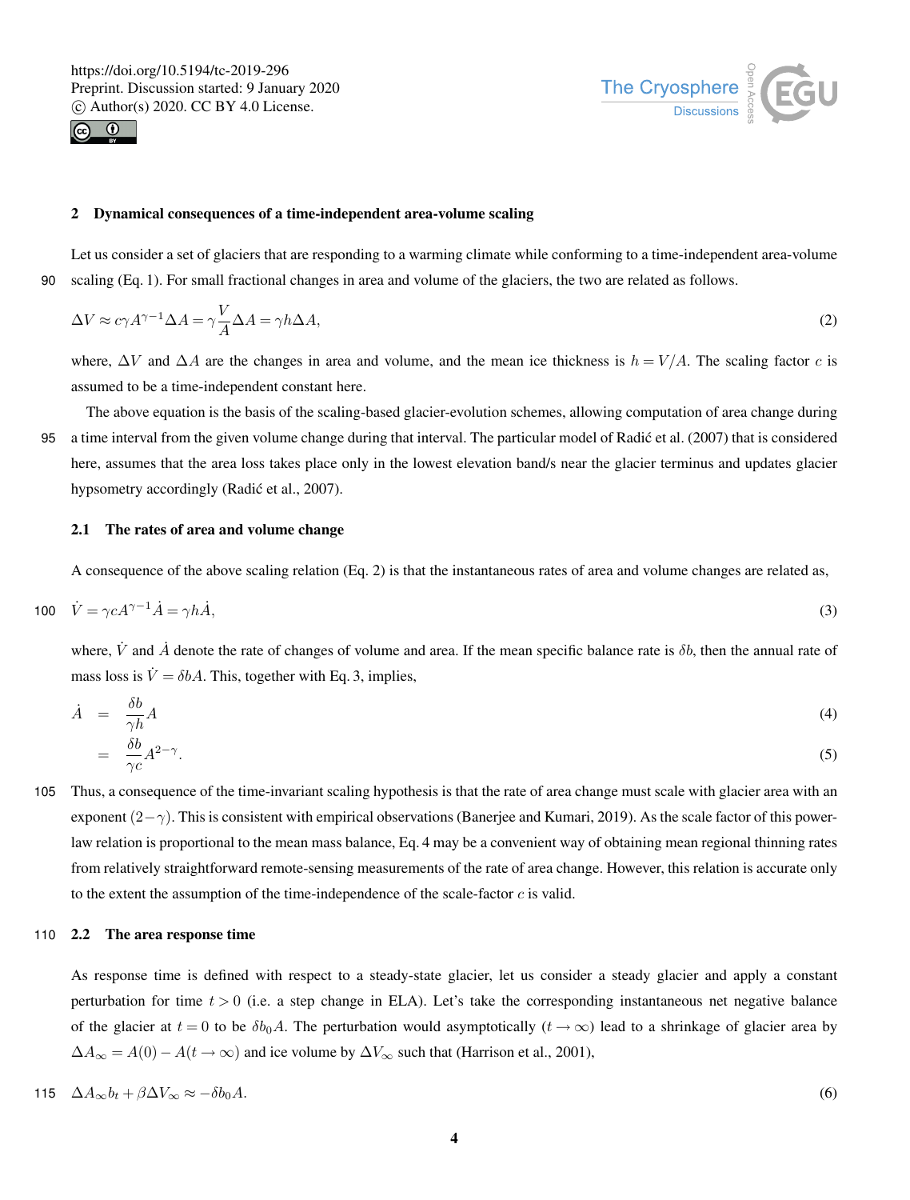## 2 Dynamical consequences of a time-independent area-volume scaling

Let us consider a set of glaciers that are responding to a warming climate while conforming to a time-independent area-volume scaling (Eq. 1). For small fractional changes in area and volume of the glaciers, the two are related as follows.

$$\Delta V \approx c\gamma A^{\gamma-1}\Delta A = \gamma \frac{V}{A}\Delta A = \gamma h \Delta A, \tag{2}$$

where, $\Delta V$ and $\Delta A$ are the changes in area and volume, and the mean ice thickness is $h = V/A$. The scaling factor $c$ is assumed to be a time-independent constant here.

The above equation is the basis of the scaling-based glacier-evolution schemes, allowing computation of area change during a time interval from the given volume change during that interval. The particular model of Radić et al. (2007) that is considered here, assumes that the area loss takes place only in the lowest elevation band/s near the glacier terminus and updates glacier hypsometry accordingly (Radić et al., 2007).

### 2.1 The rates of area and volume change

A consequence of the above scaling relation (Eq. 2) is that the instantaneous rates of area and volume changes are related as,

$$\dot{V} = \gamma c A^{\gamma-1}\dot{A} = \gamma h \dot{A}, \tag{3}$$

where, $\dot{V}$ and $\dot{A}$ denote the rate of changes of volume and area. If the mean specific balance rate is $\delta b$, then the annual rate of mass loss is $\dot{V} = \delta b A$. This, together with Eq. 3, implies,

$$\dot{A} = \frac{\delta b}{\gamma h} A \tag{4}$$

$$= \frac{\delta b}{\gamma c} A^{2-\gamma}. \tag{5}$$

Thus, a consequence of the time-invariant scaling hypothesis is that the rate of area change must scale with glacier area with an exponent $(2-\gamma)$. This is consistent with empirical observations (Banerjee and Kumari, 2019). As the scale factor of this power-law relation is proportional to the mean mass balance, Eq. 4 may be a convenient way of obtaining mean regional thinning rates from relatively straightforward remote-sensing measurements of the rate of area change. However, this relation is accurate only to the extent the assumption of the time-independence of the scale-factor $c$ is valid.

### 2.2 The area response time

As response time is defined with respect to a steady-state glacier, let us consider a steady glacier and apply a constant perturbation for time $t > 0$ (i.e. a step change in ELA). Let's take the corresponding instantaneous net negative balance of the glacier at $t = 0$ to be $\delta b_0 A$. The perturbation would asymptotically ($t \to \infty$) lead to a shrinkage of glacier area by $\Delta A_\infty = A(0) - A(t \to \infty)$ and ice volume by $\Delta V_\infty$ such that (Harrison et al., 2001),

$$\Delta A_\infty b_t + \beta \Delta V_\infty \approx -\delta b_0 A. \tag{6}$$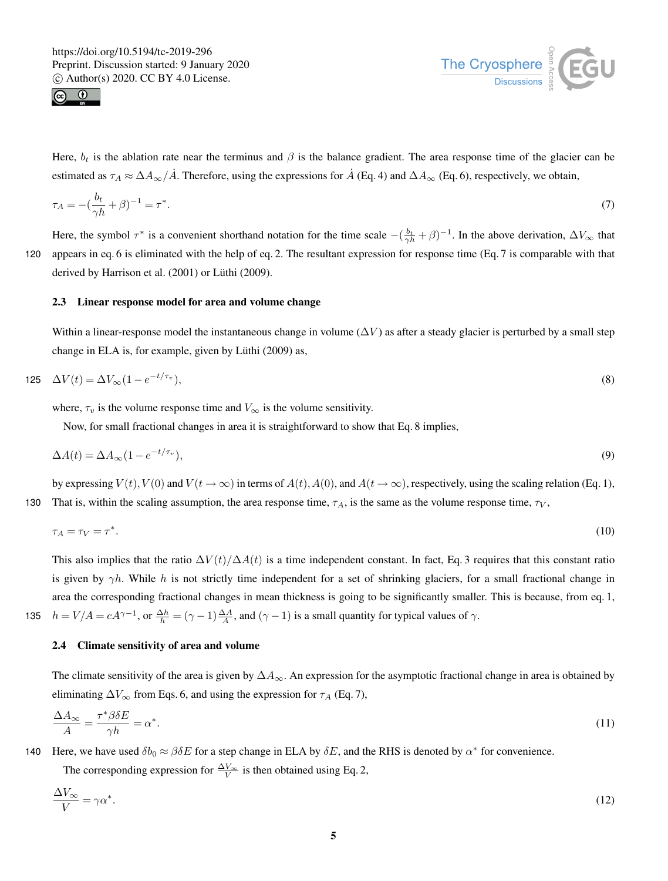Here, $b_t$ is the ablation rate near the terminus and $\beta$ is the balance gradient. The area response time of the glacier can be estimated as $\tau_A \approx \Delta A_\infty / \dot{A}$. Therefore, using the expressions for $\dot{A}$ (Eq. 4) and $\Delta A_\infty$ (Eq. 6), respectively, we obtain,

$$\tau_A = -(\frac{b_t}{\gamma h} + \beta)^{-1} = \tau^*. \tag{7}$$

Here, the symbol $\tau^*$ is a convenient shorthand notation for the time scale $-(\frac{b_t}{\gamma h} + \beta)^{-1}$. In the above derivation, $\Delta V_\infty$ that appears in eq. 6 is eliminated with the help of eq. 2. The resultant expression for response time (Eq. 7 is comparable with that derived by Harrison et al. (2001) or Lüthi (2009).

### 2.3 Linear response model for area and volume change

Within a linear-response model the instantaneous change in volume ($\Delta V$) as after a steady glacier is perturbed by a small step change in ELA is, for example, given by Lüthi (2009) as,

$$\Delta V(t) = \Delta V_\infty (1 - e^{-t/\tau_v}), \tag{8}$$

where, $\tau_v$ is the volume response time and $V_\infty$ is the volume sensitivity.

Now, for small fractional changes in area it is straightforward to show that Eq. 8 implies,

$$\Delta A(t) = \Delta A_\infty (1 - e^{-t/\tau_v}), \tag{9}$$

by expressing $V(t), V(0)$ and $V(t \to \infty)$ in terms of $A(t), A(0)$, and $A(t \to \infty)$, respectively, using the scaling relation (Eq. 1), That is, within the scaling assumption, the area response time, $\tau_A$, is the same as the volume response time, $\tau_V$,

$$\tau_A = \tau_V = \tau^*. \tag{10}$$

This also implies that the ratio $\Delta V(t)/\Delta A(t)$ is a time independent constant. In fact, Eq. 3 requires that this constant ratio is given by $\gamma h$. While $h$ is not strictly time independent for a set of shrinking glaciers, for a small fractional change in area the corresponding fractional changes in mean thickness is going to be significantly smaller. This is because, from eq. 1, $h = V/A = cA^{\gamma-1}$, or $\frac{\Delta h}{h} = (\gamma - 1)\frac{\Delta A}{A}$, and $(\gamma - 1)$ is a small quantity for typical values of $\gamma$.

### 2.4 Climate sensitivity of area and volume

The climate sensitivity of the area is given by $\Delta A_\infty$. An expression for the asymptotic fractional change in area is obtained by eliminating $\Delta V_\infty$ from Eqs. 6, and using the expression for $\tau_A$ (Eq. 7),

$$\frac{\Delta A_\infty}{A} = \frac{\tau^* \beta \delta E}{\gamma h} = \alpha^*. \tag{11}$$

Here, we have used $\delta b_0 \approx \beta \delta E$ for a step change in ELA by $\delta E$, and the RHS is denoted by $\alpha^*$ for convenience.

The corresponding expression for $\frac{\Delta V_\infty}{V}$ is then obtained using Eq. 2,

$$\frac{\Delta V_\infty}{V} = \gamma \alpha^*. \tag{12}$$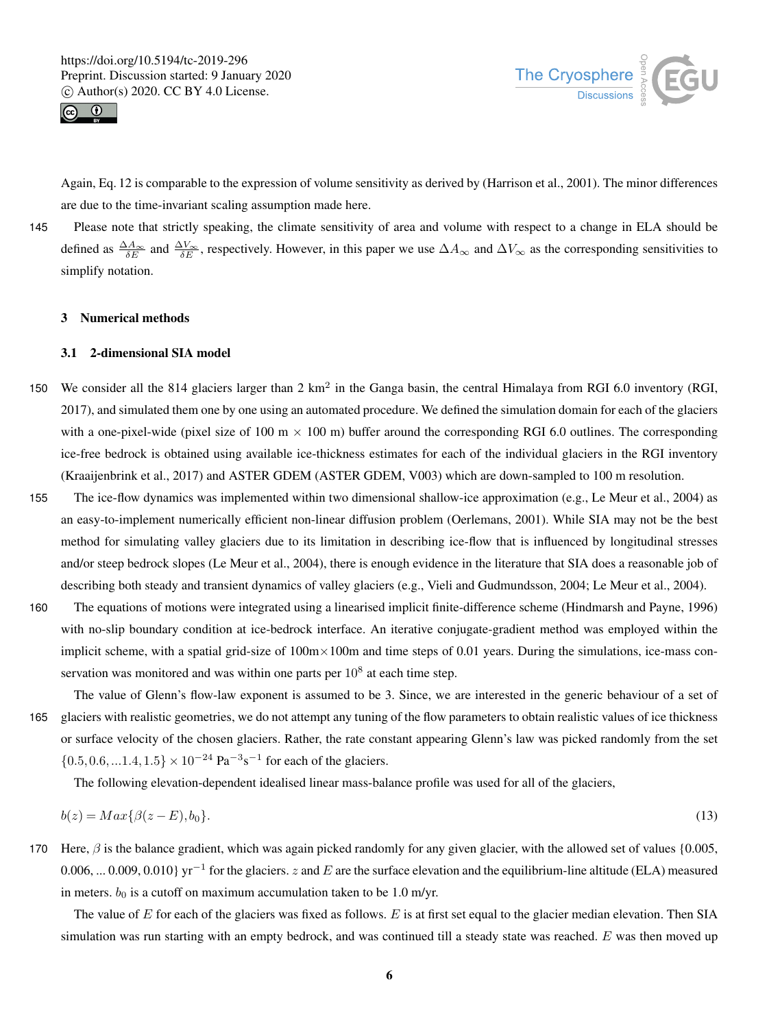Again, Eq. 12 is comparable to the expression of volume sensitivity as derived by (Harrison et al., 2001). The minor differences are due to the time-invariant scaling assumption made here.

Please note that strictly speaking, the climate sensitivity of area and volume with respect to a change in ELA should be defined as $\frac{\Delta A_\infty}{\delta E}$ and $\frac{\Delta V_\infty}{\delta E}$, respectively. However, in this paper we use $\Delta A_\infty$ and $\Delta V_\infty$ as the corresponding sensitivities to simplify notation.

## 3 Numerical methods

### 3.1 2-dimensional SIA model

We consider all the 814 glaciers larger than 2 km$^2$ in the Ganga basin, the central Himalaya from RGI 6.0 inventory (RGI, 2017), and simulated them one by one using an automated procedure. We defined the simulation domain for each of the glaciers with a one-pixel-wide (pixel size of 100 m $\times$ 100 m) buffer around the corresponding RGI 6.0 outlines. The corresponding ice-free bedrock is obtained using available ice-thickness estimates for each of the individual glaciers in the RGI inventory (Kraaijenbrink et al., 2017) and ASTER GDEM (ASTER GDEM, V003) which are down-sampled to 100 m resolution.

The ice-flow dynamics was implemented within two dimensional shallow-ice approximation (e.g., Le Meur et al., 2004) as an easy-to-implement numerically efficient non-linear diffusion problem (Oerlemans, 2001). While SIA may not be the best method for simulating valley glaciers due to its limitation in describing ice-flow that is influenced by longitudinal stresses and/or steep bedrock slopes (Le Meur et al., 2004), there is enough evidence in the literature that SIA does a reasonable job of describing both steady and transient dynamics of valley glaciers (e.g., Vieli and Gudmundsson, 2004; Le Meur et al., 2004).

The equations of motions were integrated using a linearised implicit finite-difference scheme (Hindmarsh and Payne, 1996) with no-slip boundary condition at ice-bedrock interface. An iterative conjugate-gradient method was employed within the implicit scheme, with a spatial grid-size of 100m$\times$100m and time steps of 0.01 years. During the simulations, ice-mass conservation was monitored and was within one parts per $10^8$ at each time step.

The value of Glenn's flow-law exponent is assumed to be 3. Since, we are interested in the generic behaviour of a set of glaciers with realistic geometries, we do not attempt any tuning of the flow parameters to obtain realistic values of ice thickness or surface velocity of the chosen glaciers. Rather, the rate constant appearing Glenn's law was picked randomly from the set $\{0.5, 0.6, ...1.4, 1.5\} \times 10^{-24}$ Pa$^{-3}$s$^{-1}$ for each of the glaciers.

The following elevation-dependent idealised linear mass-balance profile was used for all of the glaciers,

$$b(z) = Max\{\beta(z - E), b_0\}. \tag{13}$$

Here, $\beta$ is the balance gradient, which was again picked randomly for any given glacier, with the allowed set of values {0.005, 0.006, ... 0.009, 0.010} yr$^{-1}$ for the glaciers. $z$ and $E$ are the surface elevation and the equilibrium-line altitude (ELA) measured in meters. $b_0$ is a cutoff on maximum accumulation taken to be 1.0 m/yr.

The value of $E$ for each of the glaciers was fixed as follows. $E$ is at first set equal to the glacier median elevation. Then SIA simulation was run starting with an empty bedrock, and was continued till a steady state was reached. $E$ was then moved up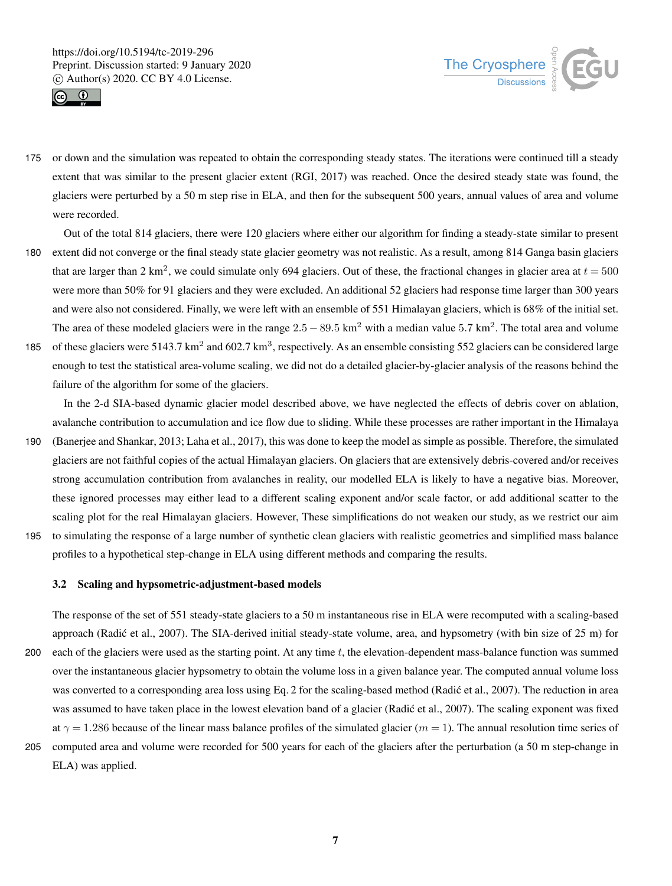or down and the simulation was repeated to obtain the corresponding steady states. The iterations were continued till a steady extent that was similar to the present glacier extent (RGI, 2017) was reached. Once the desired steady state was found, the glaciers were perturbed by a 50 m step rise in ELA, and then for the subsequent 500 years, annual values of area and volume were recorded.

Out of the total 814 glaciers, there were 120 glaciers where either our algorithm for finding a steady-state similar to present extent did not converge or the final steady state glacier geometry was not realistic. As a result, among 814 Ganga basin glaciers that are larger than 2 km$^2$, we could simulate only 694 glaciers. Out of these, the fractional changes in glacier area at $t = 500$ were more than 50% for 91 glaciers and they were excluded. An additional 52 glaciers had response time larger than 300 years and were also not considered. Finally, we were left with an ensemble of 551 Himalayan glaciers, which is 68% of the initial set. The area of these modeled glaciers were in the range $2.5 - 89.5$ km$^2$ with a median value $5.7$ km$^2$. The total area and volume of these glaciers were 5143.7 km$^2$ and 602.7 km$^3$, respectively. As an ensemble consisting 552 glaciers can be considered large enough to test the statistical area-volume scaling, we did not do a detailed glacier-by-glacier analysis of the reasons behind the failure of the algorithm for some of the glaciers.

In the 2-d SIA-based dynamic glacier model described above, we have neglected the effects of debris cover on ablation, avalanche contribution to accumulation and ice flow due to sliding. While these processes are rather important in the Himalaya (Banerjee and Shankar, 2013; Laha et al., 2017), this was done to keep the model as simple as possible. Therefore, the simulated glaciers are not faithful copies of the actual Himalayan glaciers. On glaciers that are extensively debris-covered and/or receives strong accumulation contribution from avalanches in reality, our modelled ELA is likely to have a negative bias. Moreover, these ignored processes may either lead to a different scaling exponent and/or scale factor, or add additional scatter to the scaling plot for the real Himalayan glaciers. However, These simplifications do not weaken our study, as we restrict our aim to simulating the response of a large number of synthetic clean glaciers with realistic geometries and simplified mass balance profiles to a hypothetical step-change in ELA using different methods and comparing the results.

### 3.2 Scaling and hypsometric-adjustment-based models

The response of the set of 551 steady-state glaciers to a 50 m instantaneous rise in ELA were recomputed with a scaling-based approach (Radić et al., 2007). The SIA-derived initial steady-state volume, area, and hypsometry (with bin size of 25 m) for each of the glaciers were used as the starting point. At any time $t$, the elevation-dependent mass-balance function was summed over the instantaneous glacier hypsometry to obtain the volume loss in a given balance year. The computed annual volume loss was converted to a corresponding area loss using Eq. 2 for the scaling-based method (Radić et al., 2007). The reduction in area was assumed to have taken place in the lowest elevation band of a glacier (Radić et al., 2007). The scaling exponent was fixed at $\gamma = 1.286$ because of the linear mass balance profiles of the simulated glacier ($m = 1$). The annual resolution time series of computed area and volume were recorded for 500 years for each of the glaciers after the perturbation (a 50 m step-change in ELA) was applied.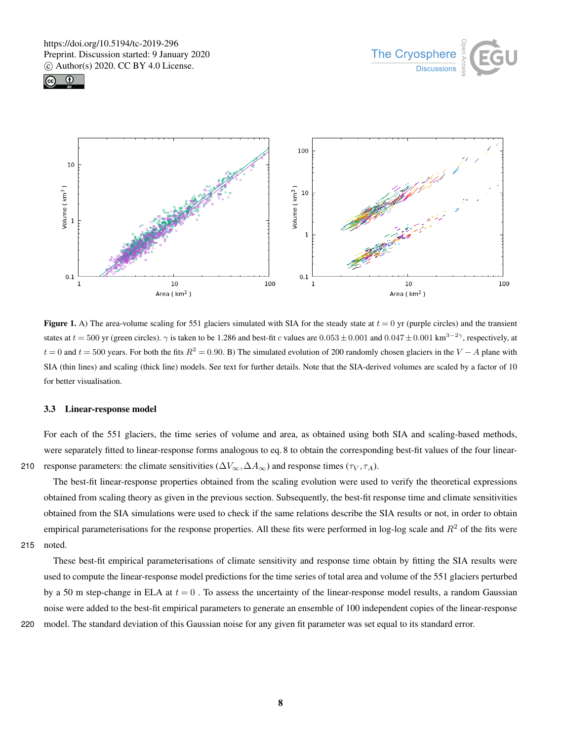**Figure 1.** A) The area-volume scaling for 551 glaciers simulated with SIA for the steady state at $t = 0$ yr (purple circles) and the transient states at $t = 500$ yr (green circles). $\gamma$ is taken to be 1.286 and best-fit $c$ values are $0.053 \pm 0.001$ and $0.047 \pm 0.001$ km$^{3-2\gamma}$, respectively, at $t = 0$ and $t = 500$ years. For both the fits $R^2 = 0.90$. B) The simulated evolution of 200 randomly chosen glaciers in the $V - A$ plane with SIA (thin lines) and scaling (thick line) models. See text for further details. Note that the SIA-derived volumes are scaled by a factor of 10 for better visualisation.

### 3.3 Linear-response model

For each of the 551 glaciers, the time series of volume and area, as obtained using both SIA and scaling-based methods, were separately fitted to linear-response forms analogous to eq. 8 to obtain the corresponding best-fit values of the four linear-response parameters: the climate sensitivities ($\Delta V_\infty, \Delta A_\infty$) and response times ($\tau_V, \tau_A$).

The best-fit linear-response properties obtained from the scaling evolution were used to verify the theoretical expressions obtained from scaling theory as given in the previous section. Subsequently, the best-fit response time and climate sensitivities obtained from the SIA simulations were used to check if the same relations describe the SIA results or not, in order to obtain empirical parameterisations for the response properties. All these fits were performed in log-log scale and $R^2$ of the fits were noted.

These best-fit empirical parameterisations of climate sensitivity and response time obtain by fitting the SIA results were used to compute the linear-response model predictions for the time series of total area and volume of the 551 glaciers perturbed by a 50 m step-change in ELA at $t = 0$ . To assess the uncertainty of the linear-response model results, a random Gaussian noise were added to the best-fit empirical parameters to generate an ensemble of 100 independent copies of the linear-response model. The standard deviation of this Gaussian noise for any given fit parameter was set equal to its standard error.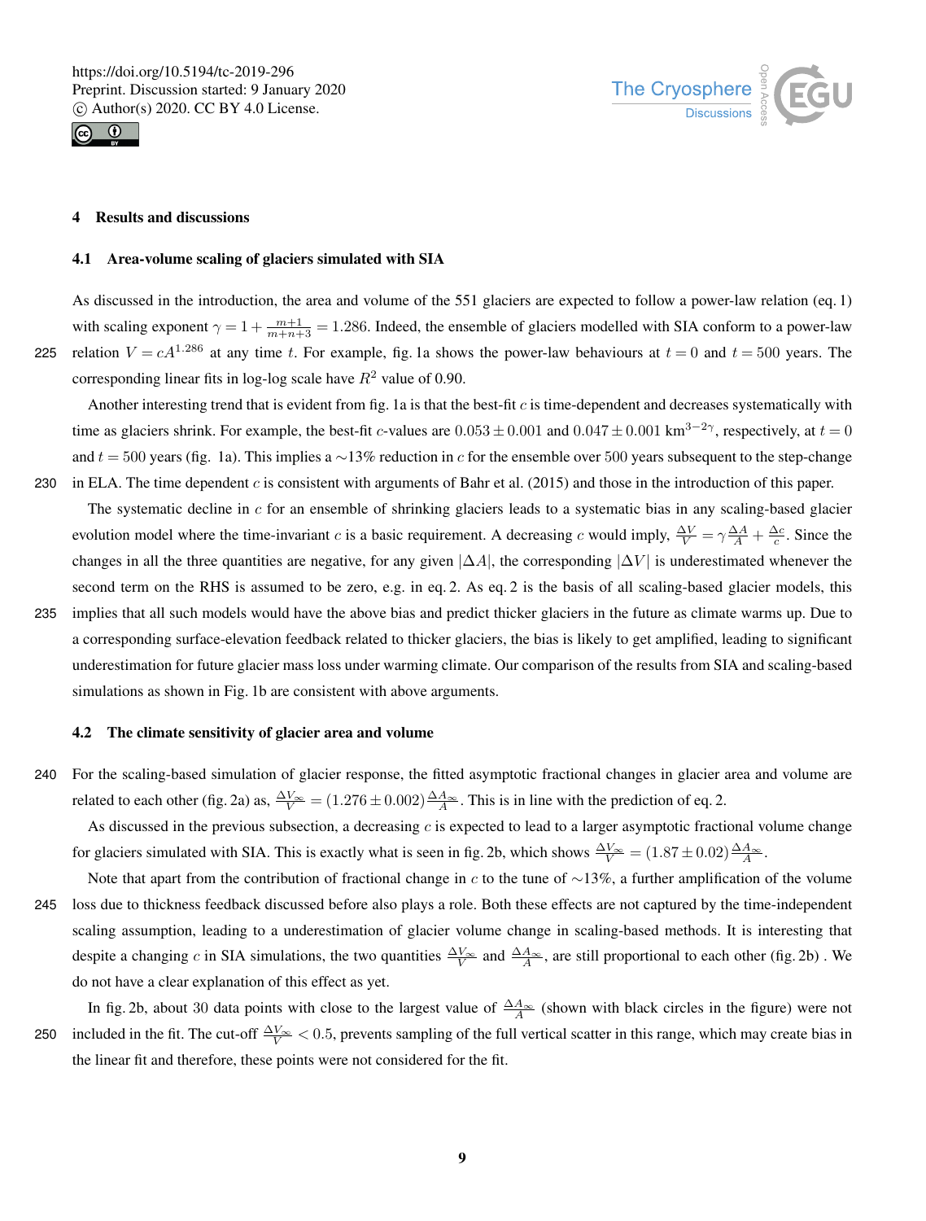# 4 Results and discussions

## 4.1 Area-volume scaling of glaciers simulated with SIA

As discussed in the introduction, the area and volume of the 551 glaciers are expected to follow a power-law relation (eq. 1) with scaling exponent $\gamma = 1 + \frac{m+1}{m+n+3} = 1.286$. Indeed, the ensemble of glaciers modelled with SIA conform to a power-law relation $V = cA^{1.286}$ at any time $t$. For example, fig. 1a shows the power-law behaviours at $t = 0$ and $t = 500$ years. The corresponding linear fits in log-log scale have $R^2$ value of 0.90.

Another interesting trend that is evident from fig. 1a is that the best-fit $c$ is time-dependent and decreases systematically with time as glaciers shrink. For example, the best-fit $c$-values are $0.053 \pm 0.001$ and $0.047 \pm 0.001$ km$^{3-2\gamma}$, respectively, at $t = 0$ and $t = 500$ years (fig. 1a). This implies a $\sim$13% reduction in $c$ for the ensemble over 500 years subsequent to the step-change in ELA. The time dependent $c$ is consistent with arguments of Bahr et al. (2015) and those in the introduction of this paper.

The systematic decline in $c$ for an ensemble of shrinking glaciers leads to a systematic bias in any scaling-based glacier evolution model where the time-invariant $c$ is a basic requirement. A decreasing $c$ would imply, $\frac{\Delta V}{V} = \gamma \frac{\Delta A}{A} + \frac{\Delta c}{c}$. Since the changes in all the three quantities are negative, for any given $|\Delta A|$, the corresponding $|\Delta V|$ is underestimated whenever the second term on the RHS is assumed to be zero, e.g. in eq. 2. As eq. 2 is the basis of all scaling-based glacier models, this implies that all such models would have the above bias and predict thicker glaciers in the future as climate warms up. Due to a corresponding surface-elevation feedback related to thicker glaciers, the bias is likely to get amplified, leading to significant underestimation for future glacier mass loss under warming climate. Our comparison of the results from SIA and scaling-based simulations as shown in Fig. 1b are consistent with above arguments.

## 4.2 The climate sensitivity of glacier area and volume

For the scaling-based simulation of glacier response, the fitted asymptotic fractional changes in glacier area and volume are related to each other (fig. 2a) as, $\frac{\Delta V_\infty}{V} = (1.276 \pm 0.002)\frac{\Delta A_\infty}{A}$. This is in line with the prediction of eq. 2.

As discussed in the previous subsection, a decreasing $c$ is expected to lead to a larger asymptotic fractional volume change for glaciers simulated with SIA. This is exactly what is seen in fig. 2b, which shows $\frac{\Delta V_\infty}{V} = (1.87 \pm 0.02)\frac{\Delta A_\infty}{A}$.

Note that apart from the contribution of fractional change in $c$ to the tune of $\sim$13%, a further amplification of the volume loss due to thickness feedback discussed before also plays a role. Both these effects are not captured by the time-independent scaling assumption, leading to a underestimation of glacier volume change in scaling-based methods. It is interesting that despite a changing $c$ in SIA simulations, the two quantities $\frac{\Delta V_\infty}{V}$ and $\frac{\Delta A_\infty}{A}$, are still proportional to each other (fig. 2b) . We do not have a clear explanation of this effect as yet.

In fig. 2b, about 30 data points with close to the largest value of $\frac{\Delta A_\infty}{A}$ (shown with black circles in the figure) were not included in the fit. The cut-off $\frac{\Delta V_\infty}{V} < 0.5$, prevents sampling of the full vertical scatter in this range, which may create bias in the linear fit and therefore, these points were not considered for the fit.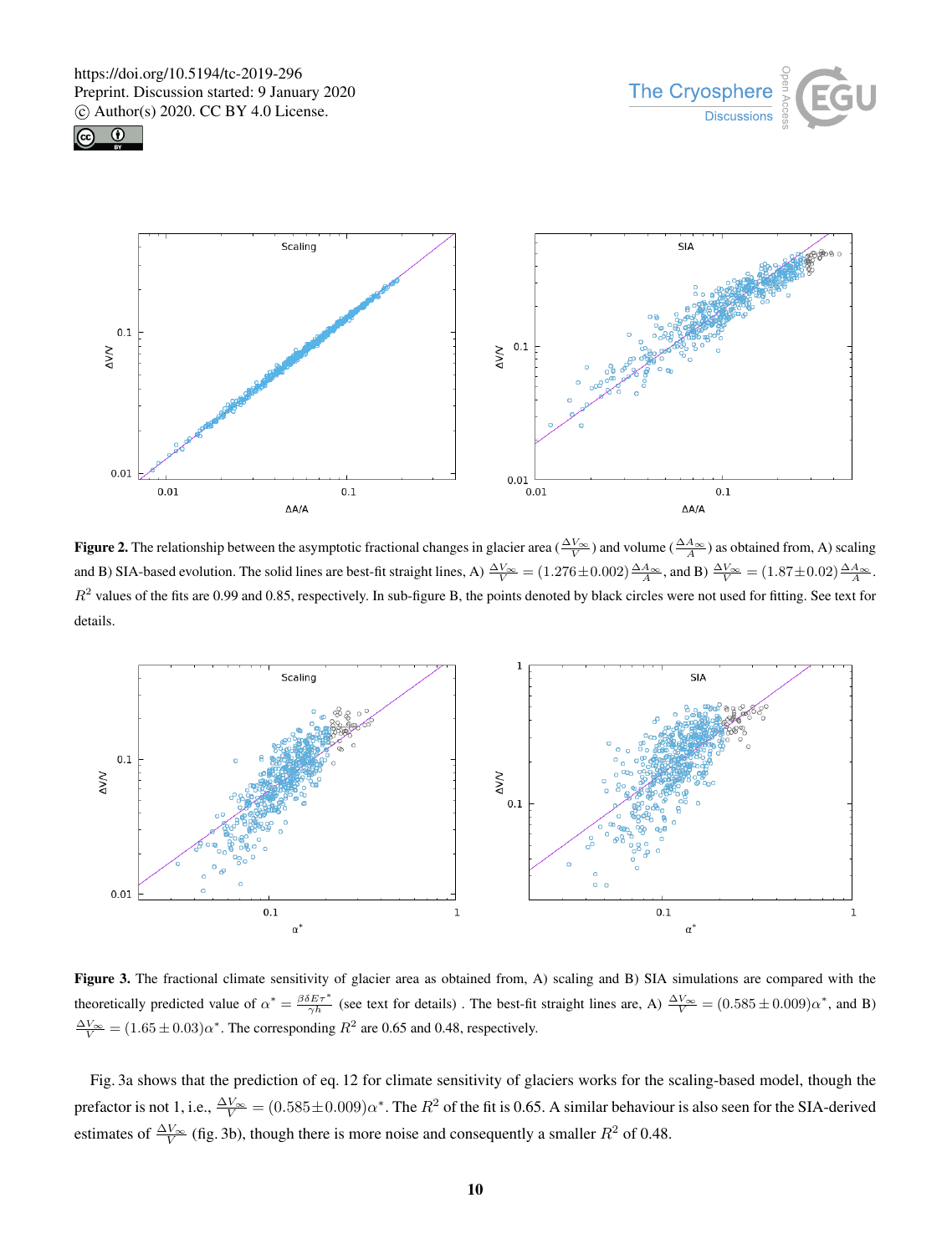**Figure 2.** The relationship between the asymptotic fractional changes in glacier area ($\frac{\Delta V_\infty}{V}$) and volume ($\frac{\Delta A_\infty}{A}$) as obtained from, A) scaling and B) SIA-based evolution. The solid lines are best-fit straight lines, A) $\frac{\Delta V_\infty}{V} = (1.276 \pm 0.002)\frac{\Delta A_\infty}{A}$, and B) $\frac{\Delta V_\infty}{V} = (1.87 \pm 0.02)\frac{\Delta A_\infty}{A}$. $R^2$ values of the fits are 0.99 and 0.85, respectively. In sub-figure B, the points denoted by black circles were not used for fitting. See text for details.

**Figure 3.** The fractional climate sensitivity of glacier area as obtained from, A) scaling and B) SIA simulations are compared with the theoretically predicted value of $\alpha^* = \frac{\beta \delta E \tau^*}{\gamma h}$ (see text for details) . The best-fit straight lines are, A) $\frac{\Delta V_\infty}{V} = (0.585 \pm 0.009)\alpha^*$, and B) $\frac{\Delta V_\infty}{V} = (1.65 \pm 0.03)\alpha^*$. The corresponding $R^2$ are 0.65 and 0.48, respectively.

Fig. 3a shows that the prediction of eq. 12 for climate sensitivity of glaciers works for the scaling-based model, though the prefactor is not 1, i.e., $\frac{\Delta V_\infty}{V} = (0.585 \pm 0.009)\alpha^*$. The $R^2$ of the fit is 0.65. A similar behaviour is also seen for the SIA-derived estimates of $\frac{\Delta V_\infty}{V}$ (fig. 3b), though there is more noise and consequently a smaller $R^2$ of 0.48.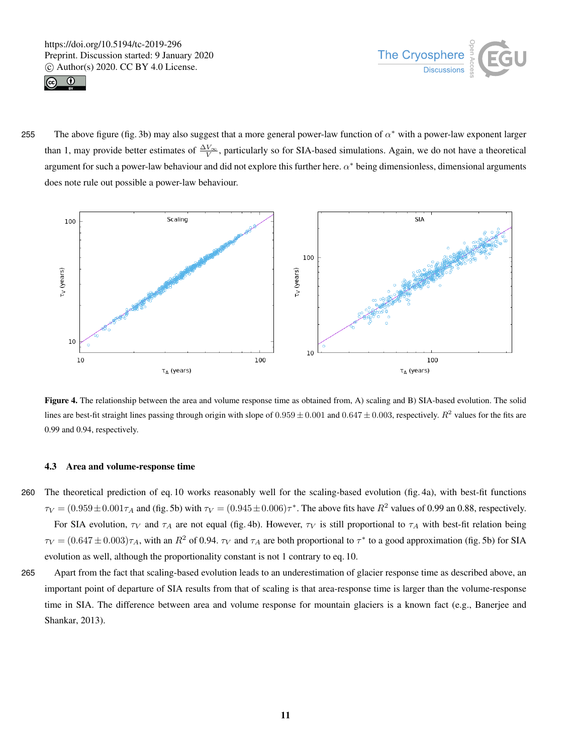The above figure (fig. 3b) may also suggest that a more general power-law function of $\alpha^*$ with a power-law exponent larger than 1, may provide better estimates of $\frac{\Delta V_\infty}{V}$, particularly so for SIA-based simulations. Again, we do not have a theoretical argument for such a power-law behaviour and did not explore this further here. $\alpha^*$ being dimensionless, dimensional arguments does note rule out possible a power-law behaviour.

**Figure 4.** The relationship between the area and volume response time as obtained from, A) scaling and B) SIA-based evolution. The solid lines are best-fit straight lines passing through origin with slope of $0.959 \pm 0.001$ and $0.647 \pm 0.003$, respectively. $R^2$ values for the fits are 0.99 and 0.94, respectively.

### 4.3 Area and volume-response time

The theoretical prediction of eq. 10 works reasonably well for the scaling-based evolution (fig. 4a), with best-fit functions $\tau_V = (0.959 \pm 0.001 \tau_A$ and (fig. 5b) with $\tau_V = (0.945 \pm 0.006)\tau^*$. The above fits have $R^2$ values of 0.99 an 0.88, respectively.

For SIA evolution, $\tau_V$ and $\tau_A$ are not equal (fig. 4b). However, $\tau_V$ is still proportional to $\tau_A$ with best-fit relation being $\tau_V = (0.647 \pm 0.003)\tau_A$, with an $R^2$ of 0.94. $\tau_V$ and $\tau_A$ are both proportional to $\tau^*$ to a good approximation (fig. 5b) for SIA evolution as well, although the proportionality constant is not 1 contrary to eq. 10.

Apart from the fact that scaling-based evolution leads to an underestimation of glacier response time as described above, an important point of departure of SIA results from that of scaling is that area-response time is larger than the volume-response time in SIA. The difference between area and volume response for mountain glaciers is a known fact (e.g., Banerjee and Shankar, 2013).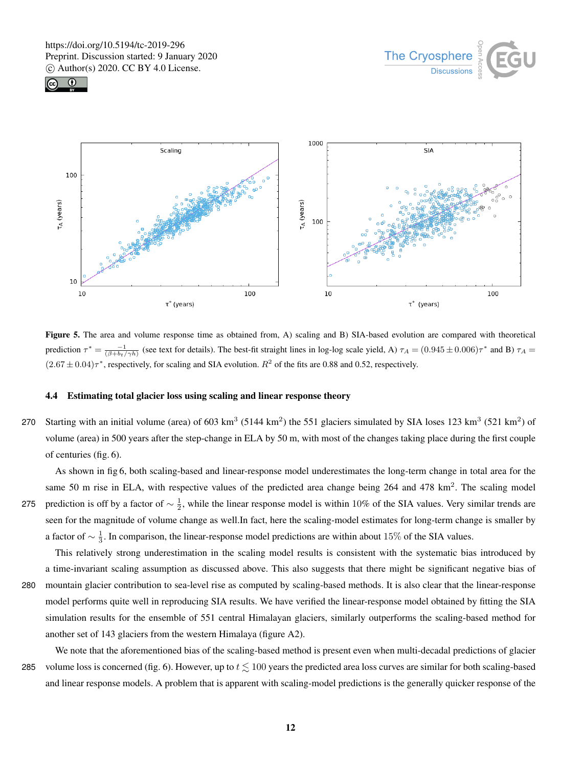Figure 5. The area and volume response time as obtained from, A) scaling and B) SIA-based evolution are compared with theoretical prediction $\tau^* = \frac{-1}{(\beta + b_t/\gamma h)}$ (see text for details). The best-fit straight lines in log-log scale yield, A) $\tau_A = (0.945 \pm 0.006)\tau^*$ and B) $\tau_A = (2.67 \pm 0.04)\tau^*$, respectively, for scaling and SIA evolution. $R^2$ of the fits are 0.88 and 0.52, respectively.

### 4.4 Estimating total glacier loss using scaling and linear response theory

Starting with an initial volume (area) of 603 km$^3$ (5144 km$^2$) the 551 glaciers simulated by SIA loses 123 km$^3$ (521 km$^2$) of volume (area) in 500 years after the step-change in ELA by 50 m, with most of the changes taking place during the first couple of centuries (fig. 6).

As shown in fig 6, both scaling-based and linear-response model underestimates the long-term change in total area for the same 50 m rise in ELA, with respective values of the predicted area change being 264 and 478 km$^2$. The scaling model prediction is off by a factor of $\sim \frac{1}{2}$, while the linear response model is within 10% of the SIA values. Very similar trends are seen for the magnitude of volume change as well.In fact, here the scaling-model estimates for long-term change is smaller by a factor of $\sim \frac{1}{3}$. In comparison, the linear-response model predictions are within about 15% of the SIA values.

This relatively strong underestimation in the scaling model results is consistent with the systematic bias introduced by a time-invariant scaling assumption as discussed above. This also suggests that there might be significant negative bias of mountain glacier contribution to sea-level rise as computed by scaling-based methods. It is also clear that the linear-response model performs quite well in reproducing SIA results. We have verified the linear-response model obtained by fitting the SIA simulation results for the ensemble of 551 central Himalayan glaciers, similarly outperforms the scaling-based method for another set of 143 glaciers from the western Himalaya (figure A2).

We note that the aforementioned bias of the scaling-based method is present even when multi-decadal predictions of glacier volume loss is concerned (fig. 6). However, up to $t \lesssim 100$ years the predicted area loss curves are similar for both scaling-based and linear response models. A problem that is apparent with scaling-model predictions is the generally quicker response of the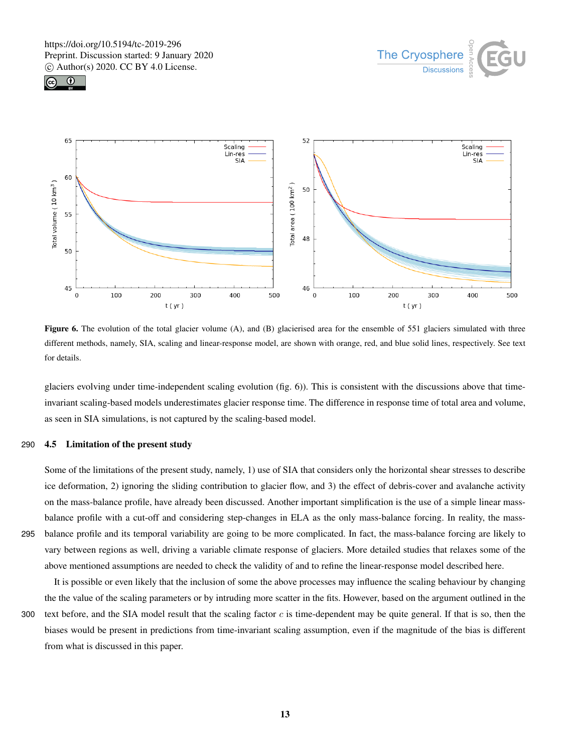**Figure 6.** The evolution of the total glacier volume (A), and (B) glacierised area for the ensemble of 551 glaciers simulated with three different methods, namely, SIA, scaling and linear-response model, are shown with orange, red, and blue solid lines, respectively. See text for details.

glaciers evolving under time-independent scaling evolution (fig. 6)). This is consistent with the discussions above that time-invariant scaling-based models underestimates glacier response time. The difference in response time of total area and volume, as seen in SIA simulations, is not captured by the scaling-based model.

### 4.5 Limitation of the present study

Some of the limitations of the present study, namely, 1) use of SIA that considers only the horizontal shear stresses to describe ice deformation, 2) ignoring the sliding contribution to glacier flow, and 3) the effect of debris-cover and avalanche activity on the mass-balance profile, have already been discussed. Another important simplification is the use of a simple linear mass-balance profile with a cut-off and considering step-changes in ELA as the only mass-balance forcing. In reality, the mass-balance profile and its temporal variability are going to be more complicated. In fact, the mass-balance forcing are likely to vary between regions as well, driving a variable climate response of glaciers. More detailed studies that relaxes some of the above mentioned assumptions are needed to check the validity of and to refine the linear-response model described here.

It is possible or even likely that the inclusion of some the above processes may influence the scaling behaviour by changing the the value of the scaling parameters or by intruding more scatter in the fits. However, based on the argument outlined in the text before, and the SIA model result that the scaling factor $c$ is time-dependent may be quite general. If that is so, then the biases would be present in predictions from time-invariant scaling assumption, even if the magnitude of the bias is different from what is discussed in this paper.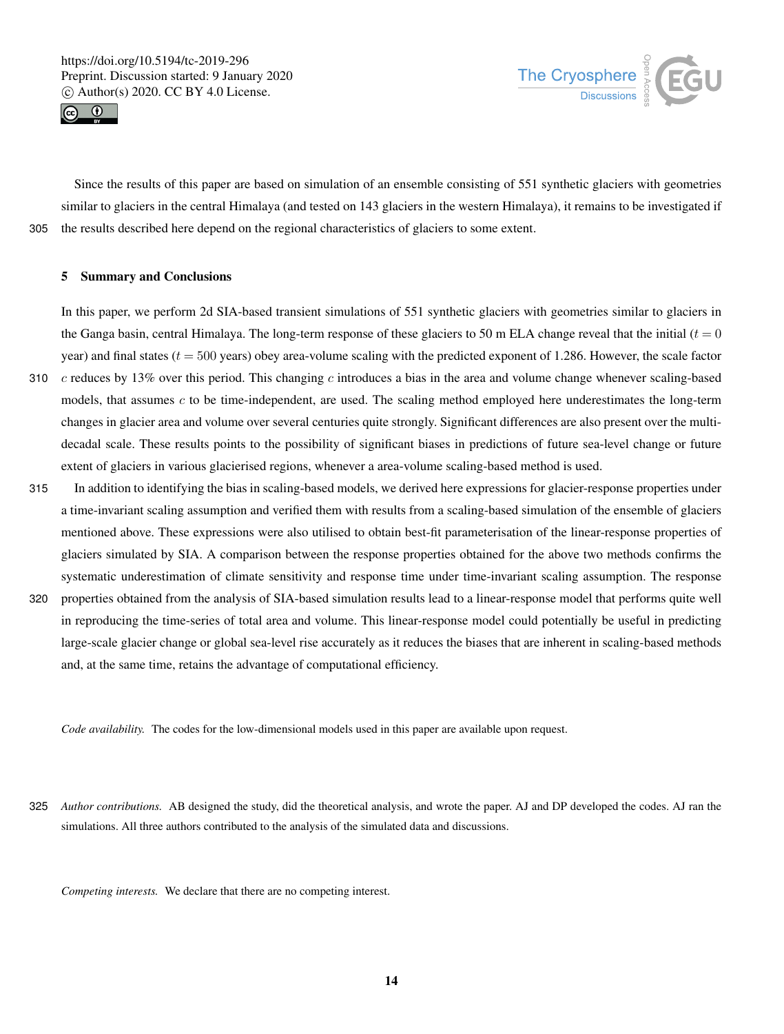Since the results of this paper are based on simulation of an ensemble consisting of 551 synthetic glaciers with geometries similar to glaciers in the central Himalaya (and tested on 143 glaciers in the western Himalaya), it remains to be investigated if the results described here depend on the regional characteristics of glaciers to some extent.

## 5 Summary and Conclusions

In this paper, we perform 2d SIA-based transient simulations of 551 synthetic glaciers with geometries similar to glaciers in the Ganga basin, central Himalaya. The long-term response of these glaciers to 50 m ELA change reveal that the initial ($t = 0$ year) and final states ($t = 500$ years) obey area-volume scaling with the predicted exponent of 1.286. However, the scale factor $c$ reduces by 13% over this period. This changing $c$ introduces a bias in the area and volume change whenever scaling-based models, that assumes $c$ to be time-independent, are used. The scaling method employed here underestimates the long-term changes in glacier area and volume over several centuries quite strongly. Significant differences are also present over the multi-decadal scale. These results points to the possibility of significant biases in predictions of future sea-level change or future extent of glaciers in various glacierised regions, whenever a area-volume scaling-based method is used.

In addition to identifying the bias in scaling-based models, we derived here expressions for glacier-response properties under a time-invariant scaling assumption and verified them with results from a scaling-based simulation of the ensemble of glaciers mentioned above. These expressions were also utilised to obtain best-fit parameterisation of the linear-response properties of glaciers simulated by SIA. A comparison between the response properties obtained for the above two methods confirms the systematic underestimation of climate sensitivity and response time under time-invariant scaling assumption. The response properties obtained from the analysis of SIA-based simulation results lead to a linear-response model that performs quite well in reproducing the time-series of total area and volume. This linear-response model could potentially be useful in predicting large-scale glacier change or global sea-level rise accurately as it reduces the biases that are inherent in scaling-based methods and, at the same time, retains the advantage of computational efficiency.

*Code availability.* The codes for the low-dimensional models used in this paper are available upon request.

*Author contributions.* AB designed the study, did the theoretical analysis, and wrote the paper. AJ and DP developed the codes. AJ ran the simulations. All three authors contributed to the analysis of the simulated data and discussions.

*Competing interests.* We declare that there are no competing interest.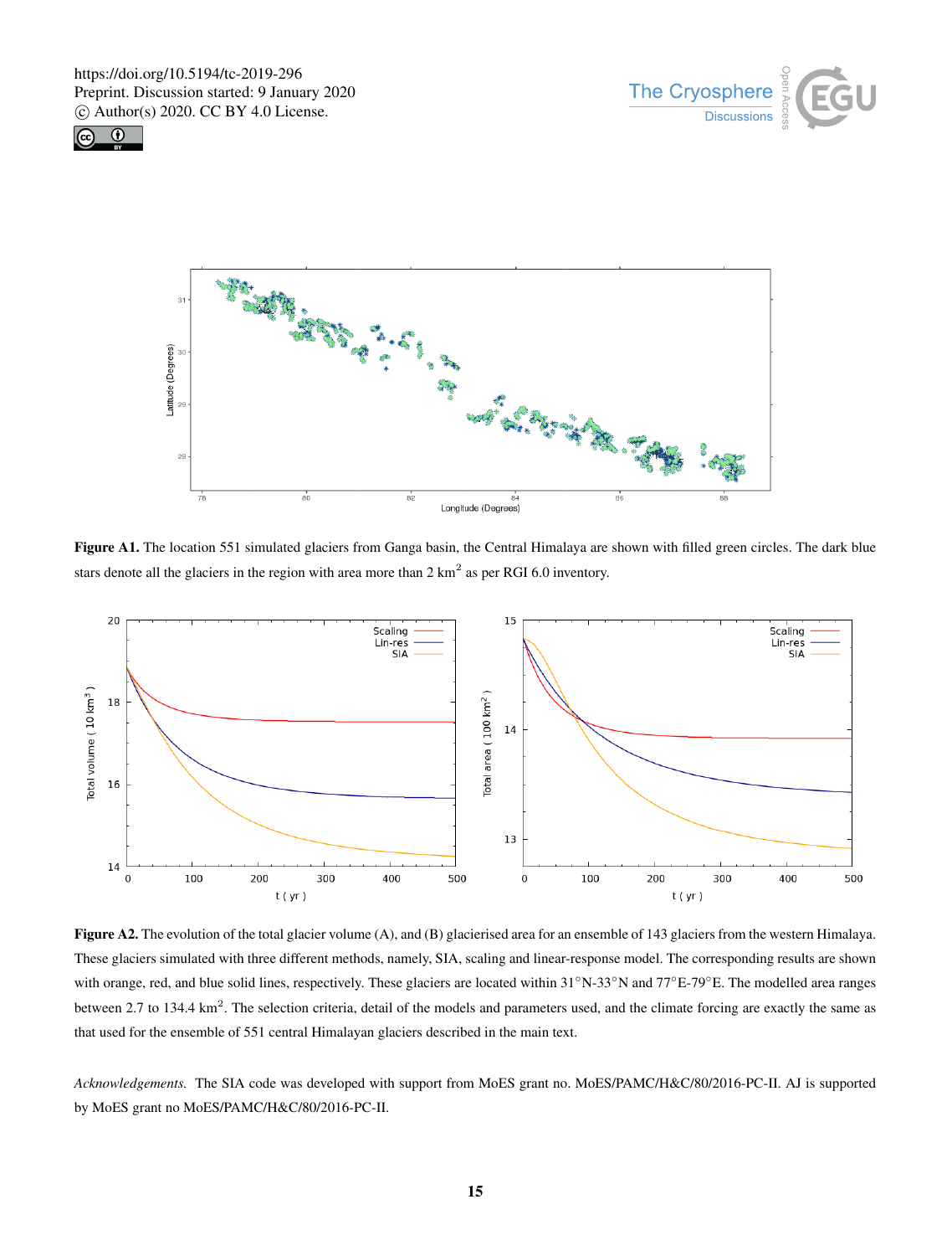**Figure A1.** The location 551 simulated glaciers from Ganga basin, the Central Himalaya are shown with filled green circles. The dark blue stars denote all the glaciers in the region with area more than 2 $km^2$ as per RGI 6.0 inventory.

**Figure A2.** The evolution of the total glacier volume (A), and (B) glacierised area for an ensemble of 143 glaciers from the western Himalaya. These glaciers simulated with three different methods, namely, SIA, scaling and linear-response model. The corresponding results are shown with orange, red, and blue solid lines, respectively. These glaciers are located within 31°N-33°N and 77°E-79°E. The modelled area ranges between 2.7 to 134.4 $km^2$. The selection criteria, detail of the models and parameters used, and the climate forcing are exactly the same as that used for the ensemble of 551 central Himalayan glaciers described in the main text.

*Acknowledgements.* The SIA code was developed with support from MoES grant no. MoES/PAMC/H&C/80/2016-PC-II. AJ is supported by MoES grant no MoES/PAMC/H&C/80/2016-PC-II.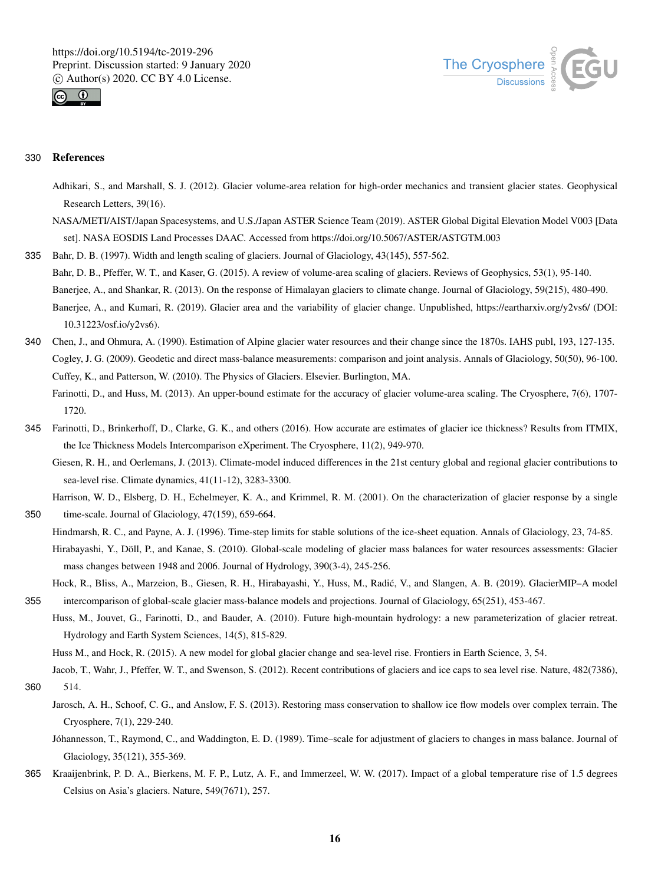## References

Adhikari, S., and Marshall, S. J. (2012). Glacier volume-area relation for high-order mechanics and transient glacier states. Geophysical Research Letters, 39(16).

NASA/METI/AIST/Japan Spacesystems, and U.S./Japan ASTER Science Team (2019). ASTER Global Digital Elevation Model V003 [Data set]. NASA EOSDIS Land Processes DAAC. Accessed from https://doi.org/10.5067/ASTER/ASTGTM.003

Bahr, D. B. (1997). Width and length scaling of glaciers. Journal of Glaciology, 43(145), 557-562.

Bahr, D. B., Pfeffer, W. T., and Kaser, G. (2015). A review of volume-area scaling of glaciers. Reviews of Geophysics, 53(1), 95-140.

Banerjee, A., and Shankar, R. (2013). On the response of Himalayan glaciers to climate change. Journal of Glaciology, 59(215), 480-490.

Banerjee, A., and Kumari, R. (2019). Glacier area and the variability of glacier change. Unpublished, https://eartharxiv.org/y2vs6/ (DOI: 10.31223/osf.io/y2vs6).

Chen, J., and Ohmura, A. (1990). Estimation of Alpine glacier water resources and their change since the 1870s. IAHS publ, 193, 127-135.

Cogley, J. G. (2009). Geodetic and direct mass-balance measurements: comparison and joint analysis. Annals of Glaciology, 50(50), 96-100.

Cuffey, K., and Patterson, W. (2010). The Physics of Glaciers. Elsevier. Burlington, MA.

Farinotti, D., and Huss, M. (2013). An upper-bound estimate for the accuracy of glacier volume-area scaling. The Cryosphere, 7(6), 1707-1720.

Farinotti, D., Brinkerhoff, D., Clarke, G. K., and others (2016). How accurate are estimates of glacier ice thickness? Results from ITMIX, the Ice Thickness Models Intercomparison eXperiment. The Cryosphere, 11(2), 949-970.

Giesen, R. H., and Oerlemans, J. (2013). Climate-model induced differences in the 21st century global and regional glacier contributions to sea-level rise. Climate dynamics, 41(11-12), 3283-3300.

Harrison, W. D., Elsberg, D. H., Echelmeyer, K. A., and Krimmel, R. M. (2001). On the characterization of glacier response by a single time-scale. Journal of Glaciology, 47(159), 659-664.

Hindmarsh, R. C., and Payne, A. J. (1996). Time-step limits for stable solutions of the ice-sheet equation. Annals of Glaciology, 23, 74-85.

Hirabayashi, Y., Döll, P., and Kanae, S. (2010). Global-scale modeling of glacier mass balances for water resources assessments: Glacier mass changes between 1948 and 2006. Journal of Hydrology, 390(3-4), 245-256.

Hock, R., Bliss, A., Marzeion, B., Giesen, R. H., Hirabayashi, Y., Huss, M., Radić, V., and Slangen, A. B. (2019). GlacierMIP–A model intercomparison of global-scale glacier mass-balance models and projections. Journal of Glaciology, 65(251), 453-467.

Huss, M., Jouvet, G., Farinotti, D., and Bauder, A. (2010). Future high-mountain hydrology: a new parameterization of glacier retreat. Hydrology and Earth System Sciences, 14(5), 815-829.

Huss M., and Hock, R. (2015). A new model for global glacier change and sea-level rise. Frontiers in Earth Science, 3, 54.

Jacob, T., Wahr, J., Pfeffer, W. T., and Swenson, S. (2012). Recent contributions of glaciers and ice caps to sea level rise. Nature, 482(7386), 514.

Jarosch, A. H., Schoof, C. G., and Anslow, F. S. (2013). Restoring mass conservation to shallow ice flow models over complex terrain. The Cryosphere, 7(1), 229-240.

Jóhannesson, T., Raymond, C., and Waddington, E. D. (1989). Time–scale for adjustment of glaciers to changes in mass balance. Journal of Glaciology, 35(121), 355-369.

Kraaijenbrink, P. D. A., Bierkens, M. F. P., Lutz, A. F., and Immerzeel, W. W. (2017). Impact of a global temperature rise of 1.5 degrees Celsius on Asia's glaciers. Nature, 549(7671), 257.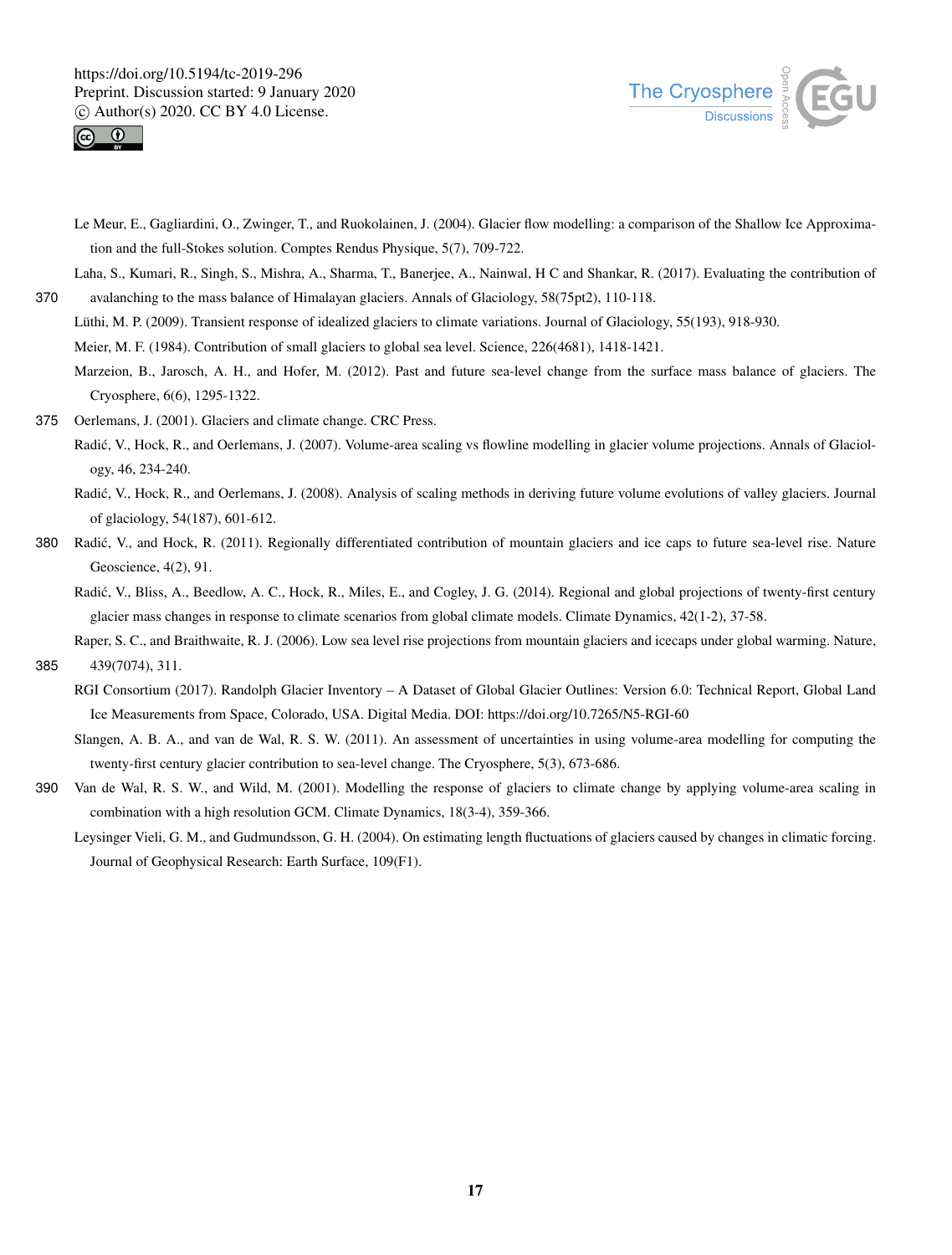Le Meur, E., Gagliardini, O., Zwinger, T., and Ruokolainen, J. (2004). Glacier flow modelling: a comparison of the Shallow Ice Approximation and the full-Stokes solution. Comptes Rendus Physique, 5(7), 709-722.

Laha, S., Kumari, R., Singh, S., Mishra, A., Sharma, T., Banerjee, A., Nainwal, H C and Shankar, R. (2017). Evaluating the contribution of avalanching to the mass balance of Himalayan glaciers. Annals of Glaciology, 58(75pt2), 110-118.

Lüthi, M. P. (2009). Transient response of idealized glaciers to climate variations. Journal of Glaciology, 55(193), 918-930.

Meier, M. F. (1984). Contribution of small glaciers to global sea level. Science, 226(4681), 1418-1421.

Marzeion, B., Jarosch, A. H., and Hofer, M. (2012). Past and future sea-level change from the surface mass balance of glaciers. The Cryosphere, 6(6), 1295-1322.

Oerlemans, J. (2001). Glaciers and climate change. CRC Press.

Radić, V., Hock, R., and Oerlemans, J. (2007). Volume-area scaling vs flowline modelling in glacier volume projections. Annals of Glaciology, 46, 234-240.

Radić, V., Hock, R., and Oerlemans, J. (2008). Analysis of scaling methods in deriving future volume evolutions of valley glaciers. Journal of glaciology, 54(187), 601-612.

Radić, V., and Hock, R. (2011). Regionally differentiated contribution of mountain glaciers and ice caps to future sea-level rise. Nature Geoscience, 4(2), 91.

Radić, V., Bliss, A., Beedlow, A. C., Hock, R., Miles, E., and Cogley, J. G. (2014). Regional and global projections of twenty-first century glacier mass changes in response to climate scenarios from global climate models. Climate Dynamics, 42(1-2), 37-58.

Raper, S. C., and Braithwaite, R. J. (2006). Low sea level rise projections from mountain glaciers and icecaps under global warming. Nature, 439(7074), 311.

RGI Consortium (2017). Randolph Glacier Inventory – A Dataset of Global Glacier Outlines: Version 6.0: Technical Report, Global Land Ice Measurements from Space, Colorado, USA. Digital Media. DOI: https://doi.org/10.7265/N5-RGI-60

Slangen, A. B. A., and van de Wal, R. S. W. (2011). An assessment of uncertainties in using volume-area modelling for computing the twenty-first century glacier contribution to sea-level change. The Cryosphere, 5(3), 673-686.

Van de Wal, R. S. W., and Wild, M. (2001). Modelling the response of glaciers to climate change by applying volume-area scaling in combination with a high resolution GCM. Climate Dynamics, 18(3-4), 359-366.

Leysinger Vieli, G. M., and Gudmundsson, G. H. (2004). On estimating length fluctuations of glaciers caused by changes in climatic forcing. Journal of Geophysical Research: Earth Surface, 109(F1).